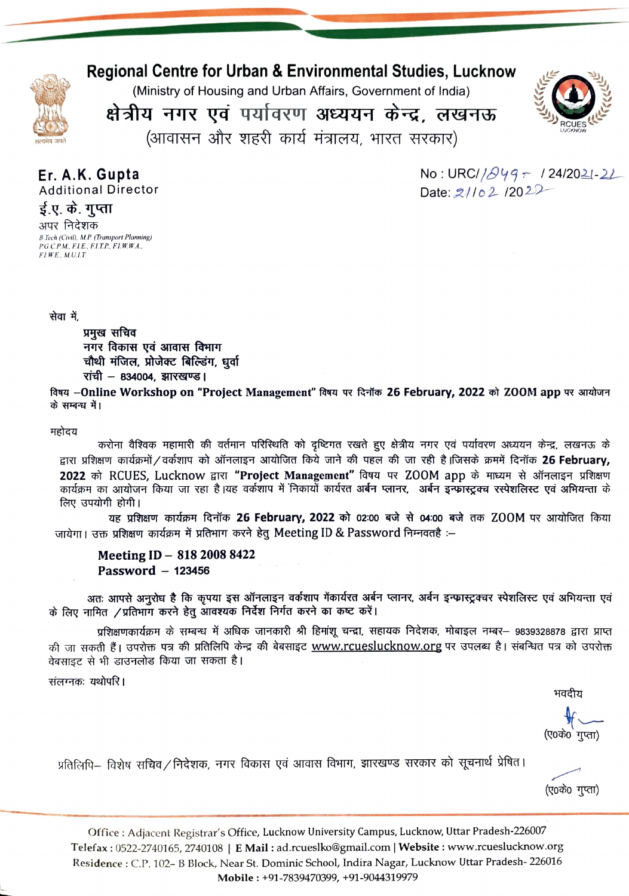# Regional Centre for Urban & Environmental Studies, Lucknow

(Ministry of Housing and Urban Affairs, Government of India)

# क्षेत्रीय नगर एवं पर्यावरण अध्ययन केन्द्र, लखनऊ

(आवासन और शहरी कार्य मंत्रालय, भारत सरकार)

**Er. A.K. Gupta**
Additional Director

**ई.ए. के. गुप्ता**
अपर निदेशक

*B.Tech (Civil), M.P. (Transport Planning)*
*P.G.C.P.M., F.I.E., F.I.T.P., F.I.W.W.A.,*
*F.I.W.E., M.U.I.T.*

No : URC/1849 / 24/2021-22
Date: 21/02 /2022

सेवा में,

**प्रमुख सचिव**
**नगर विकास एवं आवास विभाग**
**चौथी मंजिल, प्रोजेक्ट बिल्डिंग, धुर्वा**
**रांची – 834004, झारखण्ड।**

**विषय –Online Workshop on "Project Management" विषय पर दिनॉक 26 February, 2022 को ZOOM app पर आयोजन के सम्बन्ध में।**

महोदय

करोना वैश्विक महामारी की वर्तमान परिस्थिति को दृष्टिगत रखते हुए क्षेत्रीय नगर एवं पर्यावरण अध्ययन केन्द्र, लखनऊ के द्वारा प्रशिक्षण कार्यक्रमों/वर्कशाप को ऑनलाइन आयोजित किये जाने की पहल की जा रही है।जिसके क्रममें दिनॉक **26 February, 2022** को RCUES, Lucknow द्वारा **"Project Management"** विषय पर ZOOM app के माध्यम से ऑनलाइन प्रशिक्षण कार्यक्रम का आयोजन किया जा रहा है।यह वर्कशाप में निकायों कार्यरत अर्बन प्लानर, अर्बन इन्फ्रास्ट्रक्च रस्पेशलिस्ट एवं अभियन्ता के लिए उपयोगी होगी।

यह प्रशिक्षण कार्यक्रम दिनॉक **26 February, 2022 को** 02:00 बजे से 04:00 बजे तक ZOOM पर आयोजित किया जायेगा। उक्त प्रशिक्षण कार्यक्रम में प्रतिभाग करने हेतु Meeting ID & Password निम्नवतहै :–

**Meeting ID – 818 2008 8422**
**Password – 123456**

अतः आपसे अनुरोध है कि कृपया इस ऑनलाइन वर्कशाप मेंकार्यरत अर्बन प्लानर, अर्बन इन्फ्रास्ट्रक्चर स्पेशलिस्ट एवं अभियन्ता एवं के लिए नामित /प्रतिभाग करने हेतु आवश्यक निर्देश निर्गत करने का कष्ट करें।

प्रशिक्षणकार्यक्रम के सम्बन्ध में अधिक जानकारी श्री हिमांशू चन्द्रा, सहायक निदेशक, मोबाइल नम्बर– 9839328878 द्वारा प्राप्त की जा सकती हैं। उपरोक्त पत्र की प्रतिलिपि केन्द्र की बेबसाइट www.rcueslucknow.org पर उपलब्ध है। संबंधित पत्र को उपरोक्त वेबसाइट से भी डाउनलोड किया जा सकता है।

संलग्नकः यथोपरि।

भवदीय

(ए0के0 गुप्ता)

प्रतिलिपि– विशेष सचिव/निदेशक, नगर विकास एवं आवास विभाग, झारखण्ड सरकार को सूचनार्थ प्रेषित।

(ए0के0 गुप्ता)

Office : Adjacent Registrar's Office, Lucknow University Campus, Lucknow, Uttar Pradesh-226007
**Telefax :** 0522-2740165, 2740108 | **E Mail :** ad.rcueslko@gmail.com | **Website :** www.rcueslucknow.org
**Residence :** C.P. 102- B Block, Near St. Dominic School, Indira Nagar, Lucknow Uttar Pradesh- 226016
**Mobile :** +91-7839470399, +91-9044319979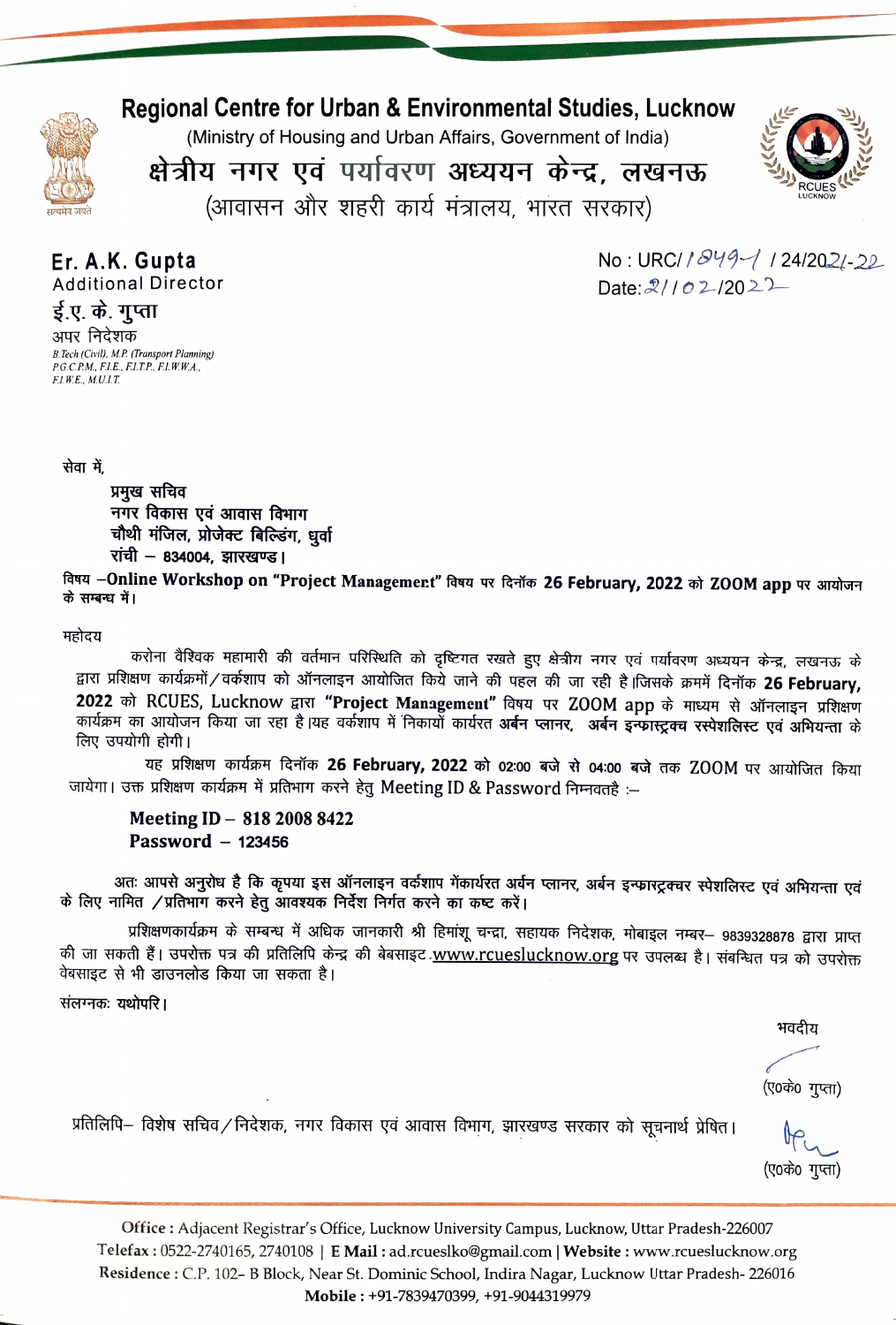# Regional Centre for Urban & Environmental Studies, Lucknow

(Ministry of Housing and Urban Affairs, Government of India)

# क्षेत्रीय नगर एवं पर्यावरण अध्ययन केन्द्र, लखनऊ

(आवासन और शहरी कार्य मंत्रालय, भारत सरकार)

सत्यमेव जयते

RCUES LUCKNOW

**Er. A.K. Gupta**
Additional Director

**ई.ए. के. गुप्ता**
अपर निदेशक

*B.Tech (Civil), M.P. (Transport Planning)*
*P.G.C.P.M., F.I.E., F.I.T.P., F.I.W.W.A.,*
*F.I.W.E., M.U.I.T.*

No : URC/ 1849-1 / 24/2021-22
Date: 21/02/2022

सेवा में,

**प्रमुख सचिव**
**नगर विकास एवं आवास विभाग**
**चौथी मंजिल, प्रोजेक्ट बिल्डिंग, धुर्वा**
**रांची – 834004, झारखण्ड।**

**विषय –Online Workshop on "Project Management" विषय पर दिनॉक 26 February, 2022 को ZOOM app पर आयोजन के सम्बन्ध में।**

महोदय

करोना वैश्विक महामारी की वर्तमान परिस्थिति को दृष्टिगत रखते हुए क्षेत्रीय नगर एवं पर्यावरण अध्ययन केन्द्र, लखनऊ के द्वारा प्रशिक्षण कार्यक्रमों/वर्कशाप को ऑनलाइन आयोजित किये जाने की पहल की जा रही है।जिसके क्रममें दिनॉक **26 February, 2022** को RCUES, Lucknow द्वारा **"Project Management"** विषय पर ZOOM app के माध्यम से ऑनलाइन प्रशिक्षण कार्यक्रम का आयोजन किया जा रहा है।यह वर्कशाप में निकायों कार्यरत **अर्बन प्लानर, अर्बन इन्फ्रास्ट्रक्च रस्पेशलिस्ट** एवं **अभियन्ता** के लिए उपयोगी होगी।

यह प्रशिक्षण कार्यक्रम दिनॉक **26 February, 2022** को 02:00 बजे से 04:00 बजे तक ZOOM पर आयोजित किया जायेगा। उक्त प्रशिक्षण कार्यक्रम में प्रतिभाग करने हेतु Meeting ID & Password निम्नवतहै :–

**Meeting ID – 818 2008 8422**
**Password – 123456**

**अतः आपसे अनुरोध है कि कृपया इस ऑनलाइन वर्कशाप गेंकार्यरत अर्बन प्लानर, अर्बन इन्फ्रास्ट्रक्चर स्पेशलिस्ट एवं अभियन्ता एवं के लिए नामित /प्रतिभाग करने हेतु आवश्यक निर्देश निर्गत करने का कष्ट करें।**

प्रशिक्षणकार्यक्रम के सम्बन्ध में अधिक जानकारी श्री हिमांशू चन्द्रा, सहायक निदेशक, मोबाइल नम्बर– 9839328878 द्वारा प्राप्त की जा सकती हैं। उपरोक्त पत्र की प्रतिलिपि केन्द्र की बेबसाइट www.rcueslucknow.org पर उपलब्ध है। संबन्धित पत्र को उपरोक्त वेबसाइट से भी डाउनलोड किया जा सकता है।

संलग्नकः **यथोपरि।**

भवदीय

(ए०के० गुप्ता)

प्रतिलिपि– विशेष सचिव/निदेशक, नगर विकास एवं आवास विभाग, झारखण्ड सरकार को सूचनार्थ प्रेषित।

(ए०के० गुप्ता)

**Office :** Adjacent Registrar's Office, Lucknow University Campus, Lucknow, Uttar Pradesh-226007
**Telefax :** 0522-2740165, 2740108 | **E Mail :** ad.rcueslko@gmail.com | **Website :** www.rcueslucknow.org
**Residence :** C.P. 102- B Block, Near St. Dominic School, Indira Nagar, Lucknow Uttar Pradesh- 226016
**Mobile :** +91-7839470399, +91-9044319979